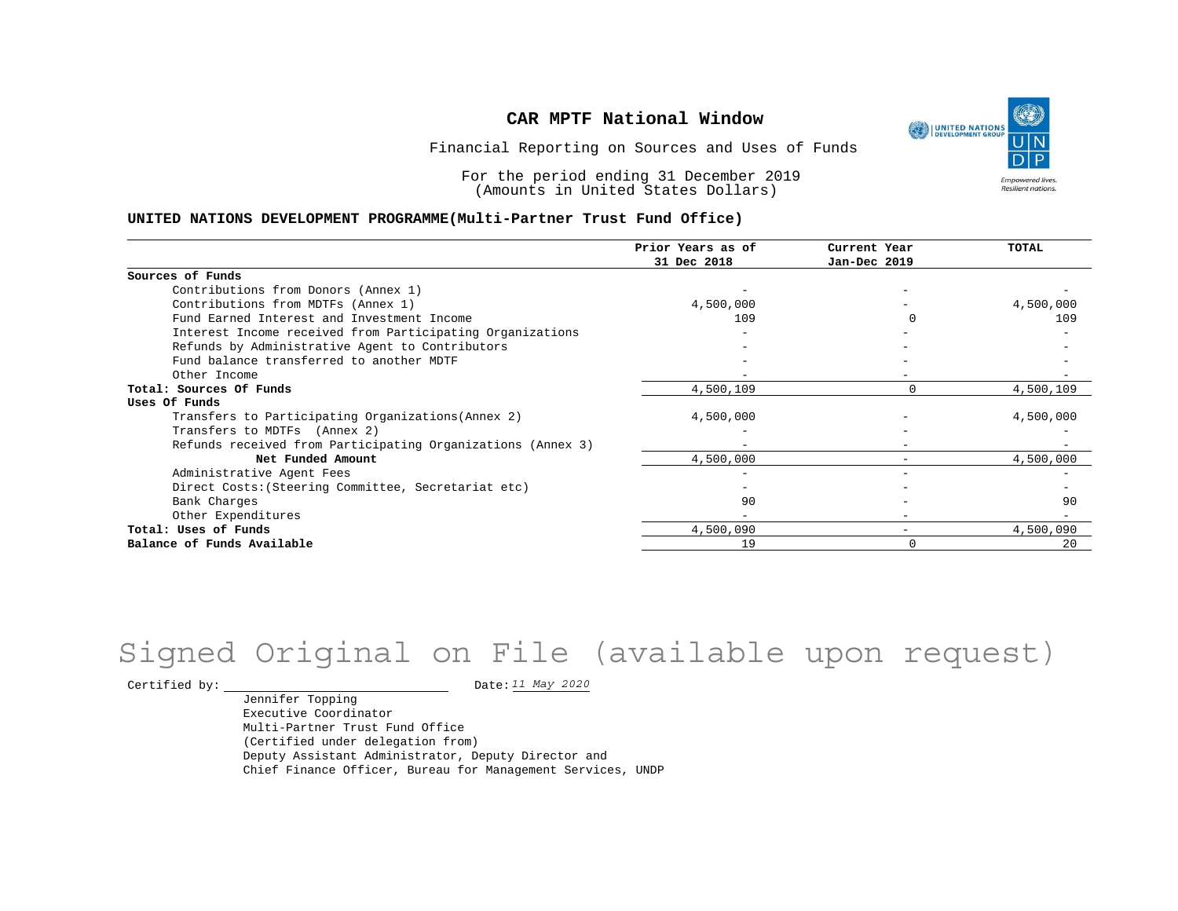# CAR MPTF National Window

Financial Reporting on Sources and Uses of Funds

For the period ending 31 December 2019
(Amounts in United States Dollars)

**UNITED NATIONS DEVELOPMENT PROGRAMME(Multi-Partner Trust Fund Office)**

| | Prior Years as of 31 Dec 2018 | Current Year Jan-Dec 2019 | TOTAL |
|---|---|---|---|
| **Sources of Funds** | | | |
| Contributions from Donors (Annex 1) | - | - | - |
| Contributions from MDTFs (Annex 1) | 4,500,000 | - | 4,500,000 |
| Fund Earned Interest and Investment Income | 109 | 0 | 109 |
| Interest Income received from Participating Organizations | - | - | - |
| Refunds by Administrative Agent to Contributors | - | - | - |
| Fund balance transferred to another MDTF | - | - | - |
| Other Income | - | - | - |
| **Total: Sources Of Funds** | 4,500,109 | 0 | 4,500,109 |
| **Uses Of Funds** | | | |
| Transfers to Participating Organizations(Annex 2) | 4,500,000 | - | 4,500,000 |
| Transfers to MDTFs (Annex 2) | - | - | - |
| Refunds received from Participating Organizations (Annex 3) | - | - | - |
| **Net Funded Amount** | 4,500,000 | - | 4,500,000 |
| Administrative Agent Fees | - | - | - |
| Direct Costs:(Steering Committee, Secretariat etc) | - | - | - |
| Bank Charges | 90 | - | 90 |
| Other Expenditures | - | - | - |
| **Total: Uses of Funds** | 4,500,090 | - | 4,500,090 |
| **Balance of Funds Available** | 19 | 0 | 20 |

Signed Original on File (available upon request)

Certified by: ______________________ Date: *11 May 2020*

Jennifer Topping
Executive Coordinator
Multi-Partner Trust Fund Office
(Certified under delegation from)
Deputy Assistant Administrator, Deputy Director and
Chief Finance Officer, Bureau for Management Services, UNDP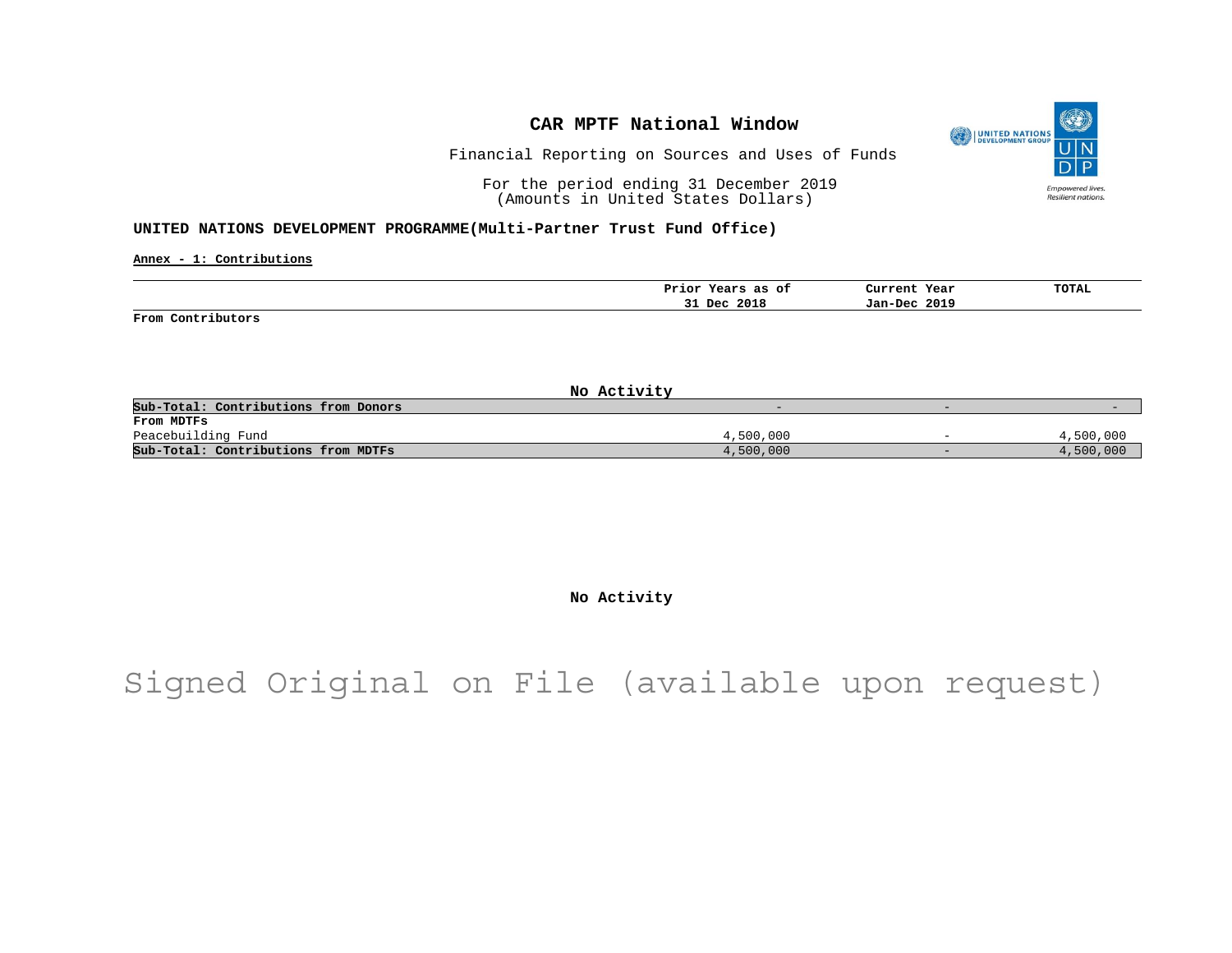# CAR MPTF National Window

Financial Reporting on Sources and Uses of Funds

For the period ending 31 December 2019
(Amounts in United States Dollars)

**UNITED NATIONS DEVELOPMENT PROGRAMME(Multi-Partner Trust Fund Office)**

**Annex - 1: Contributions**

| | Prior Years as of 31 Dec 2018 | Current Year Jan-Dec 2019 | TOTAL |
|---|---|---|---|
| **From Contributors** | | | |
| No Activity | | | |
| **Sub-Total: Contributions from Donors** | - | - | - |
| **From MDTFs** | | | |
| Peacebuilding Fund | 4,500,000 | - | 4,500,000 |
| **Sub-Total: Contributions from MDTFs** | 4,500,000 | - | 4,500,000 |

**No Activity**

Signed Original on File (available upon request)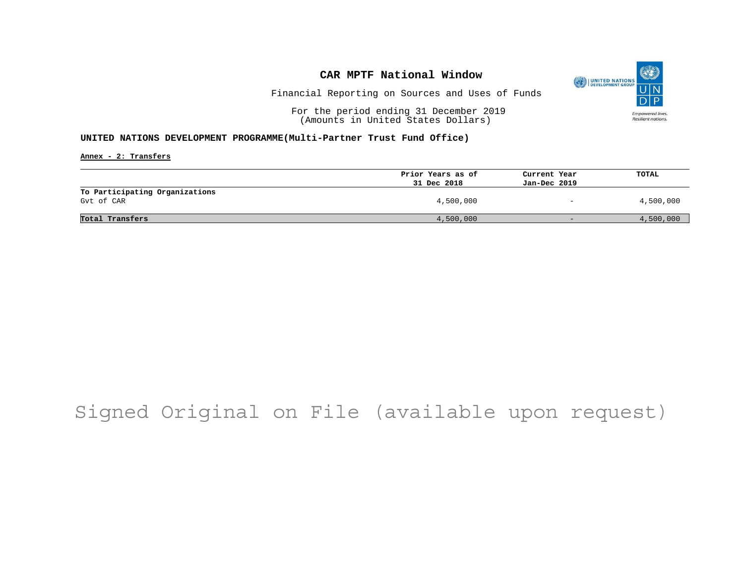# CAR MPTF National Window

Financial Reporting on Sources and Uses of Funds

For the period ending 31 December 2019
(Amounts in United States Dollars)

**UNITED NATIONS DEVELOPMENT PROGRAMME(Multi-Partner Trust Fund Office)**

**Annex - 2: Transfers**

| | Prior Years as of 31 Dec 2018 | Current Year Jan-Dec 2019 | TOTAL |
|---|---|---|---|
| **To Participating Organizations** | | | |
| Gvt of CAR | 4,500,000 | - | 4,500,000 |
| **Total Transfers** | 4,500,000 | - | 4,500,000 |

Signed Original on File (available upon request)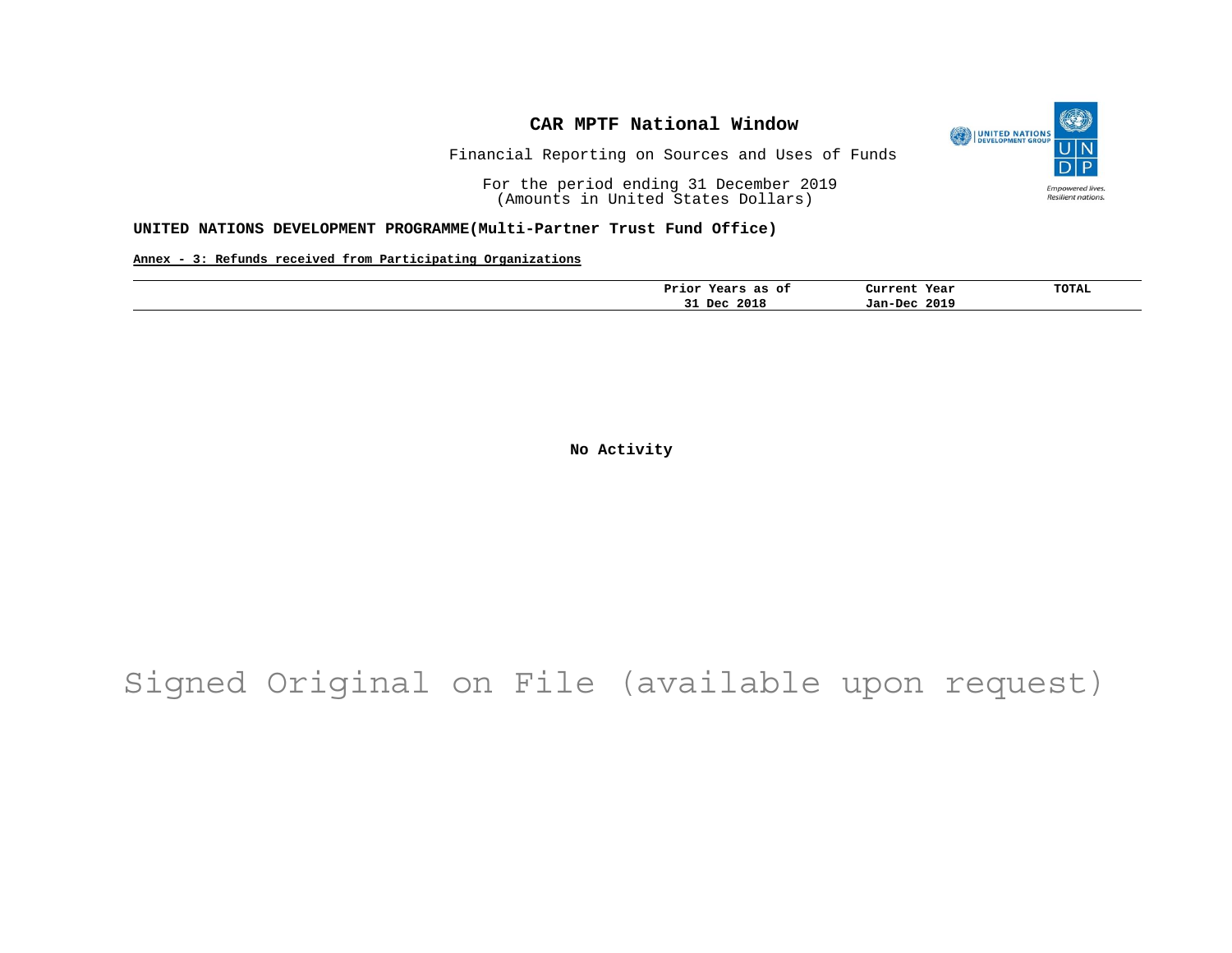# CAR MPTF National Window

Financial Reporting on Sources and Uses of Funds

For the period ending 31 December 2019
(Amounts in United States Dollars)

**UNITED NATIONS DEVELOPMENT PROGRAMME(Multi-Partner Trust Fund Office)**

**Annex - 3: Refunds received from Participating Organizations**

| | Prior Years as of 31 Dec 2018 | Current Year Jan-Dec 2019 | TOTAL |
|---|---|---|---|

**No Activity**

Signed Original on File (available upon request)